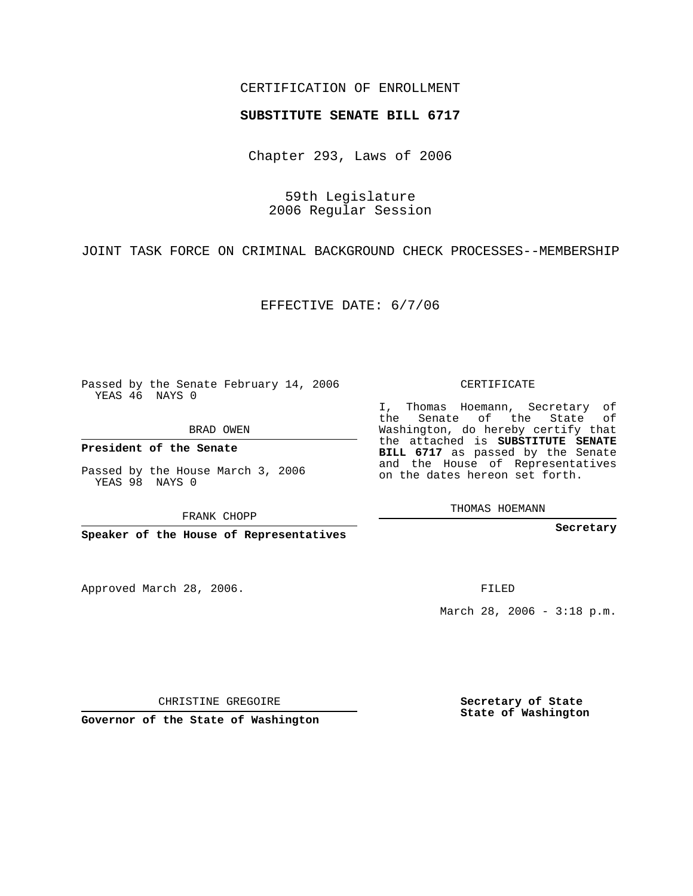CERTIFICATION OF ENROLLMENT

**SUBSTITUTE SENATE BILL 6717**

Chapter 293, Laws of 2006

59th Legislature
2006 Regular Session

JOINT TASK FORCE ON CRIMINAL BACKGROUND CHECK PROCESSES--MEMBERSHIP

EFFECTIVE DATE: 6/7/06

Passed by the Senate February 14, 2006
YEAS 46 NAYS 0

BRAD OWEN

**President of the Senate**

Passed by the House March 3, 2006
YEAS 98 NAYS 0

FRANK CHOPP

**Speaker of the House of Representatives**

CERTIFICATE

I, Thomas Hoemann, Secretary of the Senate of the State of Washington, do hereby certify that the attached is **SUBSTITUTE SENATE BILL 6717** as passed by the Senate and the House of Representatives on the dates hereon set forth.

THOMAS HOEMANN

**Secretary**

Approved March 28, 2006.

FILED

March 28, 2006 - 3:18 p.m.

CHRISTINE GREGOIRE

**Governor of the State of Washington**

**Secretary of State**
**State of Washington**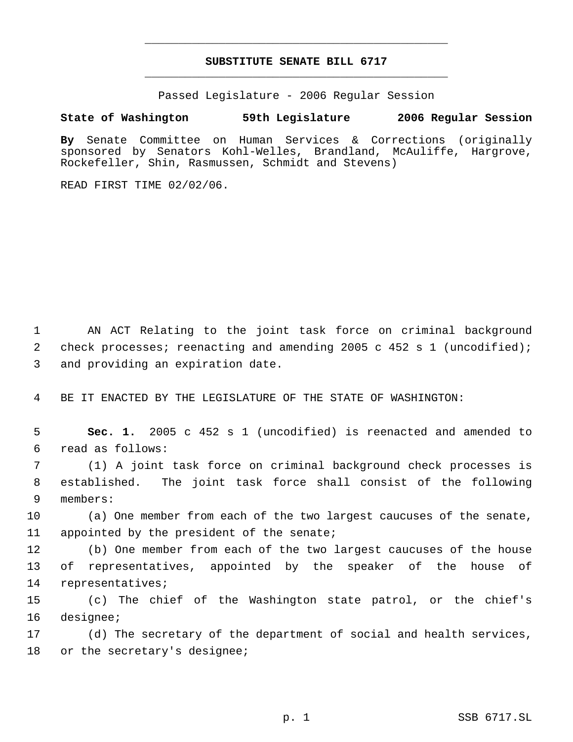# SUBSTITUTE SENATE BILL 6717

Passed Legislature - 2006 Regular Session

**State of Washington 59th Legislature 2006 Regular Session**

**By** Senate Committee on Human Services & Corrections (originally sponsored by Senators Kohl-Welles, Brandland, McAuliffe, Hargrove, Rockefeller, Shin, Rasmussen, Schmidt and Stevens)

READ FIRST TIME 02/02/06.

1 AN ACT Relating to the joint task force on criminal background
2 check processes; reenacting and amending 2005 c 452 s 1 (uncodified);
3 and providing an expiration date.

4 BE IT ENACTED BY THE LEGISLATURE OF THE STATE OF WASHINGTON:

5 **Sec. 1.** 2005 c 452 s 1 (uncodified) is reenacted and amended to
6 read as follows:
7 (1) A joint task force on criminal background check processes is
8 established. The joint task force shall consist of the following
9 members:
10 (a) One member from each of the two largest caucuses of the senate,
11 appointed by the president of the senate;
12 (b) One member from each of the two largest caucuses of the house
13 of representatives, appointed by the speaker of the house of
14 representatives;
15 (c) The chief of the Washington state patrol, or the chief's
16 designee;
17 (d) The secretary of the department of social and health services,
18 or the secretary's designee;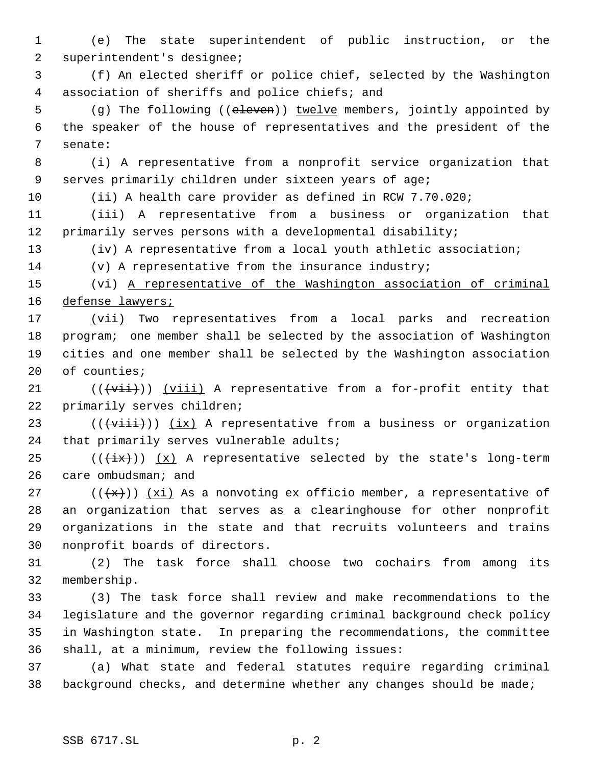(e) The state superintendent of public instruction, or the superintendent's designee;

(f) An elected sheriff or police chief, selected by the Washington association of sheriffs and police chiefs; and

(g) The following ((~~eleven~~)) <u>twelve</u> members, jointly appointed by the speaker of the house of representatives and the president of the senate:

(i) A representative from a nonprofit service organization that serves primarily children under sixteen years of age;

(ii) A health care provider as defined in RCW 7.70.020;

(iii) A representative from a business or organization that primarily serves persons with a developmental disability;

(iv) A representative from a local youth athletic association;

(v) A representative from the insurance industry;

(vi) <u>A representative of the Washington association of criminal defense lawyers;</u>

<u>(vii)</u> Two representatives from a local parks and recreation program; one member shall be selected by the association of Washington cities and one member shall be selected by the Washington association of counties;

((~~(vii)~~)) <u>(viii)</u> A representative from a for-profit entity that primarily serves children;

((~~(viii)~~)) <u>(ix)</u> A representative from a business or organization that primarily serves vulnerable adults;

((~~(ix)~~)) <u>(x)</u> A representative selected by the state's long-term care ombudsman; and

((~~(x)~~)) <u>(xi)</u> As a nonvoting ex officio member, a representative of an organization that serves as a clearinghouse for other nonprofit organizations in the state and that recruits volunteers and trains nonprofit boards of directors.

(2) The task force shall choose two cochairs from among its membership.

(3) The task force shall review and make recommendations to the legislature and the governor regarding criminal background check policy in Washington state. In preparing the recommendations, the committee shall, at a minimum, review the following issues:

(a) What state and federal statutes require regarding criminal background checks, and determine whether any changes should be made;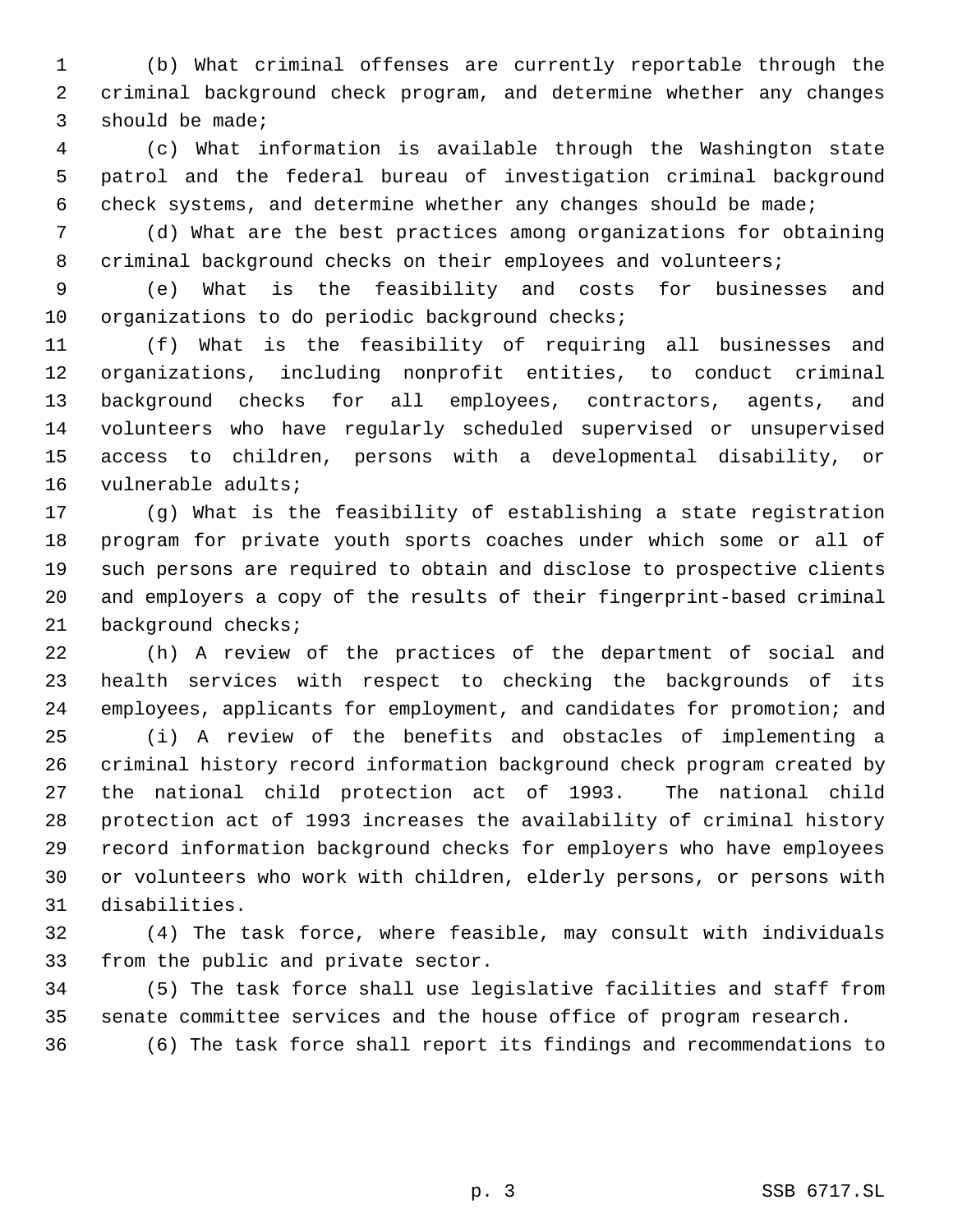(b) What criminal offenses are currently reportable through the criminal background check program, and determine whether any changes should be made;

(c) What information is available through the Washington state patrol and the federal bureau of investigation criminal background check systems, and determine whether any changes should be made;

(d) What are the best practices among organizations for obtaining criminal background checks on their employees and volunteers;

(e) What is the feasibility and costs for businesses and organizations to do periodic background checks;

(f) What is the feasibility of requiring all businesses and organizations, including nonprofit entities, to conduct criminal background checks for all employees, contractors, agents, and volunteers who have regularly scheduled supervised or unsupervised access to children, persons with a developmental disability, or vulnerable adults;

(g) What is the feasibility of establishing a state registration program for private youth sports coaches under which some or all of such persons are required to obtain and disclose to prospective clients and employers a copy of the results of their fingerprint-based criminal background checks;

(h) A review of the practices of the department of social and health services with respect to checking the backgrounds of its employees, applicants for employment, and candidates for promotion; and

(i) A review of the benefits and obstacles of implementing a criminal history record information background check program created by the national child protection act of 1993. The national child protection act of 1993 increases the availability of criminal history record information background checks for employers who have employees or volunteers who work with children, elderly persons, or persons with disabilities.

(4) The task force, where feasible, may consult with individuals from the public and private sector.

(5) The task force shall use legislative facilities and staff from senate committee services and the house office of program research.

(6) The task force shall report its findings and recommendations to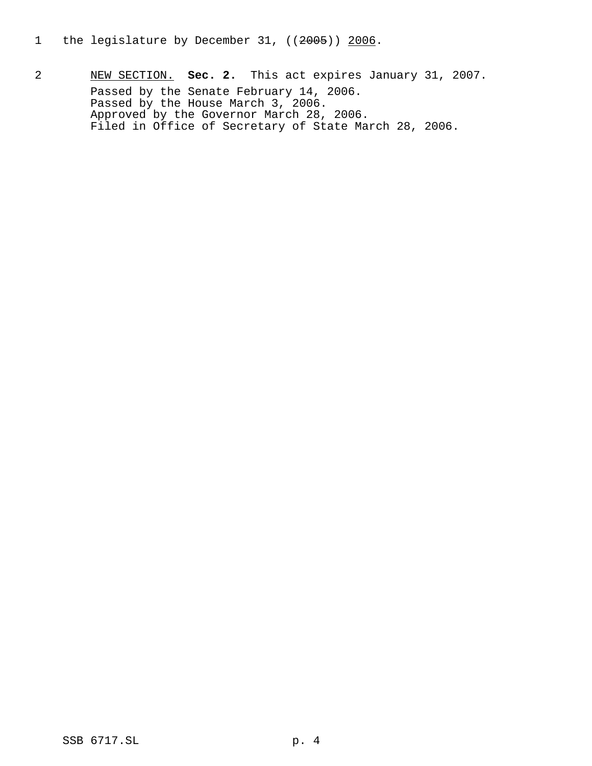1 the legislature by December 31, ((~~2005~~)) <u>2006</u>.

2 <u>NEW SECTION.</u> **Sec. 2.** This act expires January 31, 2007.

Passed by the Senate February 14, 2006.
Passed by the House March 3, 2006.
Approved by the Governor March 28, 2006.
Filed in Office of Secretary of State March 28, 2006.